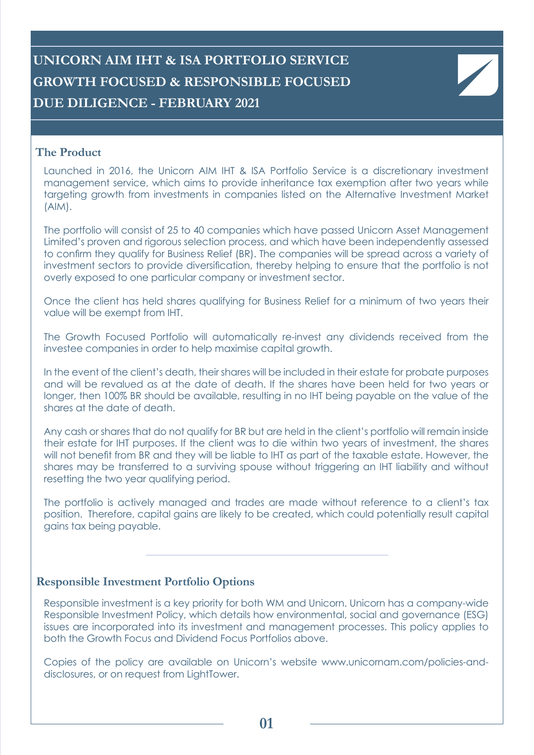# UNICORN AIM IHT & ISA PORTFOLIO SERVICE
# GROWTH FOCUSED & RESPONSIBLE FOCUSED
# DUE DILIGENCE - FEBRUARY 2021

## The Product

Launched in 2016, the Unicorn AIM IHT & ISA Portfolio Service is a discretionary investment management service, which aims to provide inheritance tax exemption after two years while targeting growth from investments in companies listed on the Alternative Investment Market (AIM).

The portfolio will consist of 25 to 40 companies which have passed Unicorn Asset Management Limited's proven and rigorous selection process, and which have been independently assessed to confirm they qualify for Business Relief (BR). The companies will be spread across a variety of investment sectors to provide diversification, thereby helping to ensure that the portfolio is not overly exposed to one particular company or investment sector.

Once the client has held shares qualifying for Business Relief for a minimum of two years their value will be exempt from IHT.

The Growth Focused Portfolio will automatically re-invest any dividends received from the investee companies in order to help maximise capital growth.

In the event of the client's death, their shares will be included in their estate for probate purposes and will be revalued as at the date of death. If the shares have been held for two years or longer, then 100% BR should be available, resulting in no IHT being payable on the value of the shares at the date of death.

Any cash or shares that do not qualify for BR but are held in the client's portfolio will remain inside their estate for IHT purposes. If the client was to die within two years of investment, the shares will not benefit from BR and they will be liable to IHT as part of the taxable estate. However, the shares may be transferred to a surviving spouse without triggering an IHT liability and without resetting the two year qualifying period.

The portfolio is actively managed and trades are made without reference to a client's tax position. Therefore, capital gains are likely to be created, which could potentially result capital gains tax being payable.

---

## Responsible Investment Portfolio Options

Responsible investment is a key priority for both WM and Unicorn. Unicorn has a company-wide Responsible Investment Policy, which details how environmental, social and governance (ESG) issues are incorporated into its investment and management processes. This policy applies to both the Growth Focus and Dividend Focus Portfolios above.

Copies of the policy are available on Unicorn's website www.unicornam.com/policies-and-disclosures, or on request from LightTower.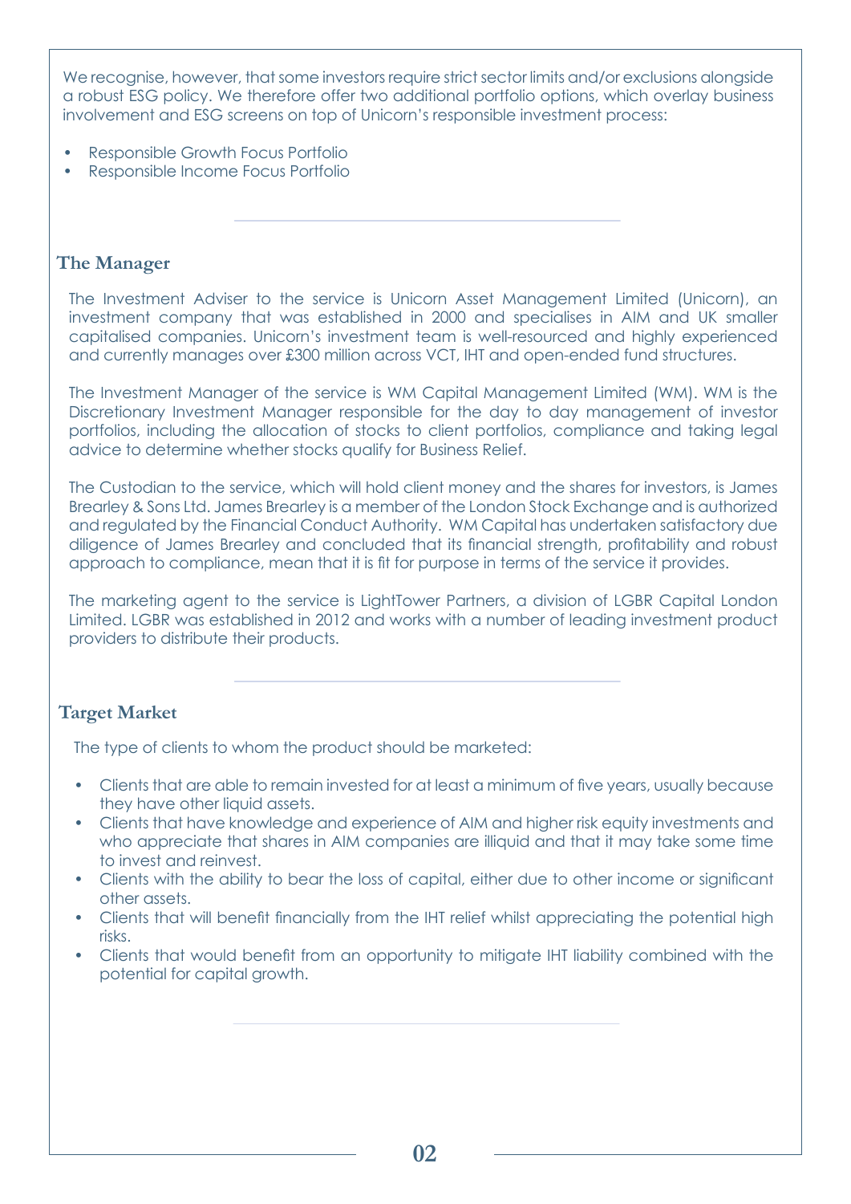We recognise, however, that some investors require strict sector limits and/or exclusions alongside a robust ESG policy. We therefore offer two additional portfolio options, which overlay business involvement and ESG screens on top of Unicorn's responsible investment process:

- Responsible Growth Focus Portfolio
- Responsible Income Focus Portfolio

## The Manager

The Investment Adviser to the service is Unicorn Asset Management Limited (Unicorn), an investment company that was established in 2000 and specialises in AIM and UK smaller capitalised companies. Unicorn's investment team is well-resourced and highly experienced and currently manages over £300 million across VCT, IHT and open-ended fund structures.

The Investment Manager of the service is WM Capital Management Limited (WM). WM is the Discretionary Investment Manager responsible for the day to day management of investor portfolios, including the allocation of stocks to client portfolios, compliance and taking legal advice to determine whether stocks qualify for Business Relief.

The Custodian to the service, which will hold client money and the shares for investors, is James Brearley & Sons Ltd. James Brearley is a member of the London Stock Exchange and is authorized and regulated by the Financial Conduct Authority. WM Capital has undertaken satisfactory due diligence of James Brearley and concluded that its financial strength, profitability and robust approach to compliance, mean that it is fit for purpose in terms of the service it provides.

The marketing agent to the service is LightTower Partners, a division of LGBR Capital London Limited. LGBR was established in 2012 and works with a number of leading investment product providers to distribute their products.

## Target Market

The type of clients to whom the product should be marketed:

- Clients that are able to remain invested for at least a minimum of five years, usually because they have other liquid assets.
- Clients that have knowledge and experience of AIM and higher risk equity investments and who appreciate that shares in AIM companies are illiquid and that it may take some time to invest and reinvest.
- Clients with the ability to bear the loss of capital, either due to other income or significant other assets.
- Clients that will benefit financially from the IHT relief whilst appreciating the potential high risks.
- Clients that would benefit from an opportunity to mitigate IHT liability combined with the potential for capital growth.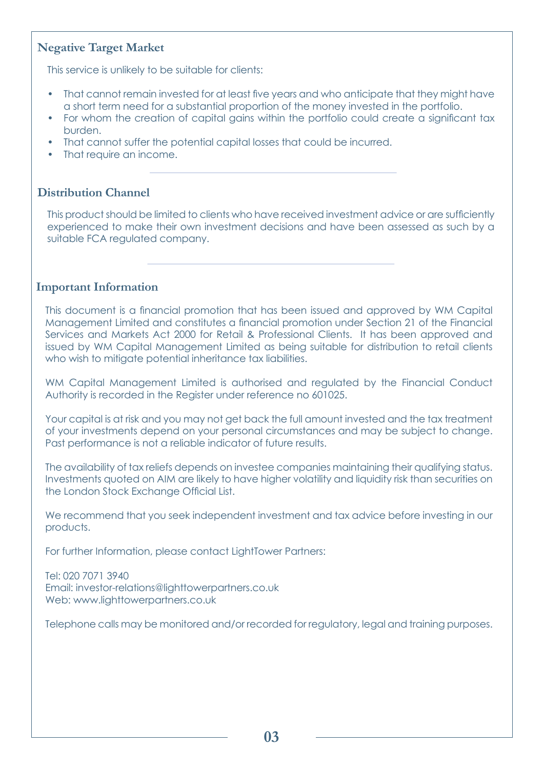## Negative Target Market

This service is unlikely to be suitable for clients:

- That cannot remain invested for at least five years and who anticipate that they might have a short term need for a substantial proportion of the money invested in the portfolio.
- For whom the creation of capital gains within the portfolio could create a significant tax burden.
- That cannot suffer the potential capital losses that could be incurred.
- That require an income.

## Distribution Channel

This product should be limited to clients who have received investment advice or are sufficiently experienced to make their own investment decisions and have been assessed as such by a suitable FCA regulated company.

## Important Information

This document is a financial promotion that has been issued and approved by WM Capital Management Limited and constitutes a financial promotion under Section 21 of the Financial Services and Markets Act 2000 for Retail & Professional Clients. It has been approved and issued by WM Capital Management Limited as being suitable for distribution to retail clients who wish to mitigate potential inheritance tax liabilities.

WM Capital Management Limited is authorised and regulated by the Financial Conduct Authority is recorded in the Register under reference no 601025.

Your capital is at risk and you may not get back the full amount invested and the tax treatment of your investments depend on your personal circumstances and may be subject to change. Past performance is not a reliable indicator of future results.

The availability of tax reliefs depends on investee companies maintaining their qualifying status. Investments quoted on AIM are likely to have higher volatility and liquidity risk than securities on the London Stock Exchange Official List.

We recommend that you seek independent investment and tax advice before investing in our products.

For further Information, please contact LightTower Partners:

Tel: 020 7071 3940
Email: investor-relations@lighttowerpartners.co.uk
Web: www.lighttowerpartners.co.uk

Telephone calls may be monitored and/or recorded for regulatory, legal and training purposes.